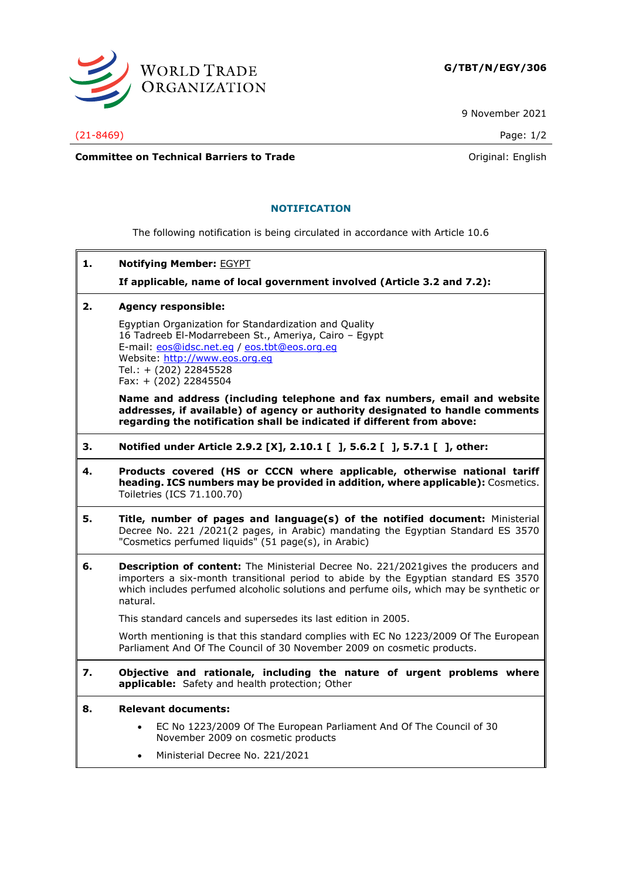G/TBT/N/EGY/306

9 November 2021

(21-8469)

**Committee on Technical Barriers to Trade**

Original: English

## NOTIFICATION

The following notification is being circulated in accordance with Article 10.6

**1. Notifying Member:** EGYPT

**If applicable, name of local government involved (Article 3.2 and 7.2):**

**2. Agency responsible:**

Egyptian Organization for Standardization and Quality
16 Tadreeb El-Modarrebeen St., Ameriya, Cairo – Egypt
E-mail: eos@idsc.net.eg / eos.tbt@eos.org.eg
Website: http://www.eos.org.eg
Tel.: + (202) 22845528
Fax: + (202) 22845504

**Name and address (including telephone and fax numbers, email and website addresses, if available) of agency or authority designated to handle comments regarding the notification shall be indicated if different from above:**

**3. Notified under Article 2.9.2 [X], 2.10.1 [ ], 5.6.2 [ ], 5.7.1 [ ], other:**

**4. Products covered (HS or CCCN where applicable, otherwise national tariff heading. ICS numbers may be provided in addition, where applicable):** Cosmetics. Toiletries (ICS 71.100.70)

**5. Title, number of pages and language(s) of the notified document:** Ministerial Decree No. 221 /2021(2 pages, in Arabic) mandating the Egyptian Standard ES 3570 "Cosmetics perfumed liquids" (51 page(s), in Arabic)

**6. Description of content:** The Ministerial Decree No. 221/2021gives the producers and importers a six-month transitional period to abide by the Egyptian standard ES 3570 which includes perfumed alcoholic solutions and perfume oils, which may be synthetic or natural.

This standard cancels and supersedes its last edition in 2005.

Worth mentioning is that this standard complies with EC No 1223/2009 Of The European Parliament And Of The Council of 30 November 2009 on cosmetic products.

**7. Objective and rationale, including the nature of urgent problems where applicable:** Safety and health protection; Other

**8. Relevant documents:**

- EC No 1223/2009 Of The European Parliament And Of The Council of 30 November 2009 on cosmetic products
- Ministerial Decree No. 221/2021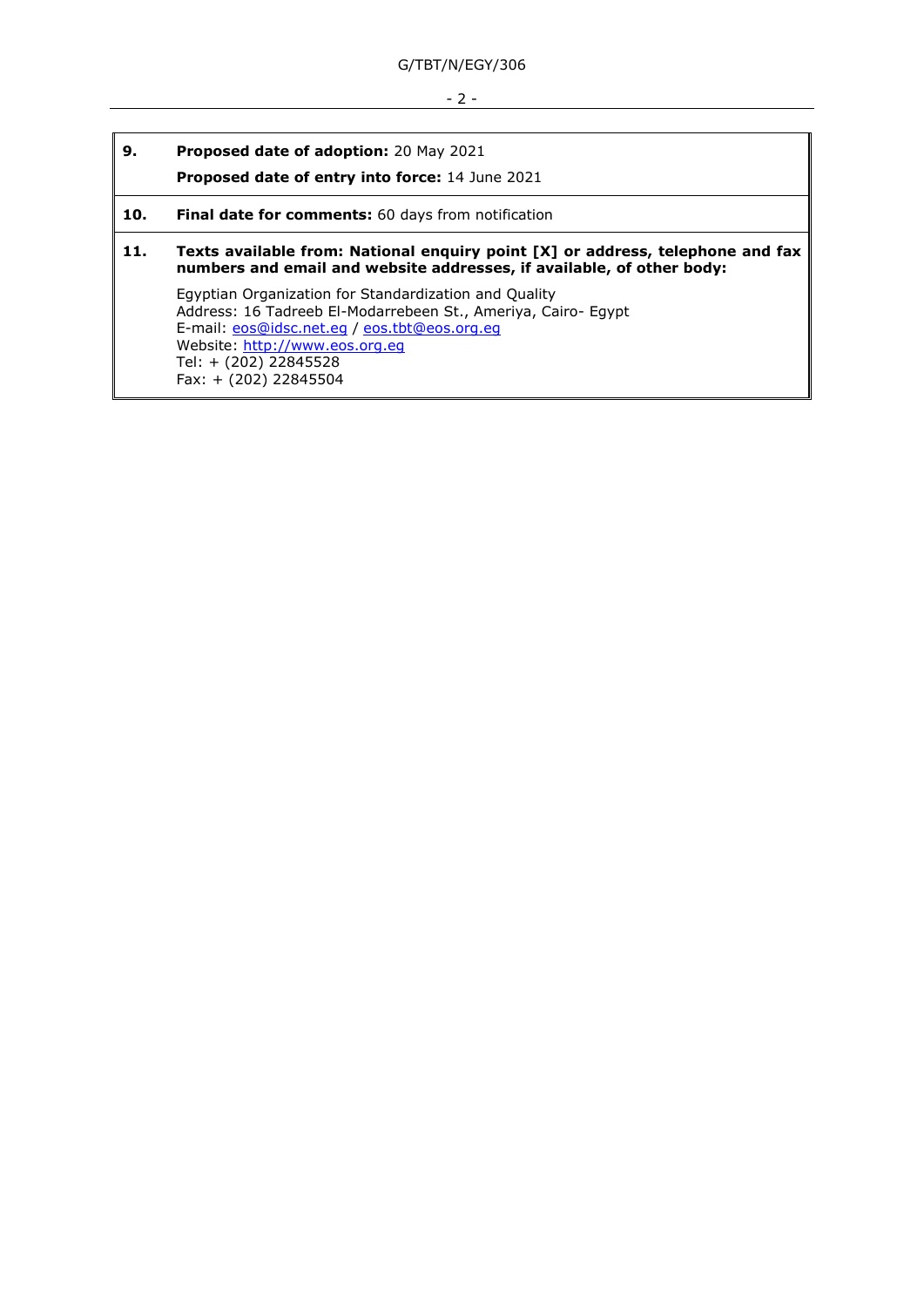**9.** **Proposed date of adoption:** 20 May 2021

**Proposed date of entry into force:** 14 June 2021

**10.** **Final date for comments:** 60 days from notification

**11.** **Texts available from: National enquiry point [X] or address, telephone and fax numbers and email and website addresses, if available, of other body:**

Egyptian Organization for Standardization and Quality
Address: 16 Tadreeb El-Modarrebeen St., Ameriya, Cairo- Egypt
E-mail: eos@idsc.net.eg / eos.tbt@eos.org.eg
Website: http://www.eos.org.eg
Tel: + (202) 22845528
Fax: + (202) 22845504